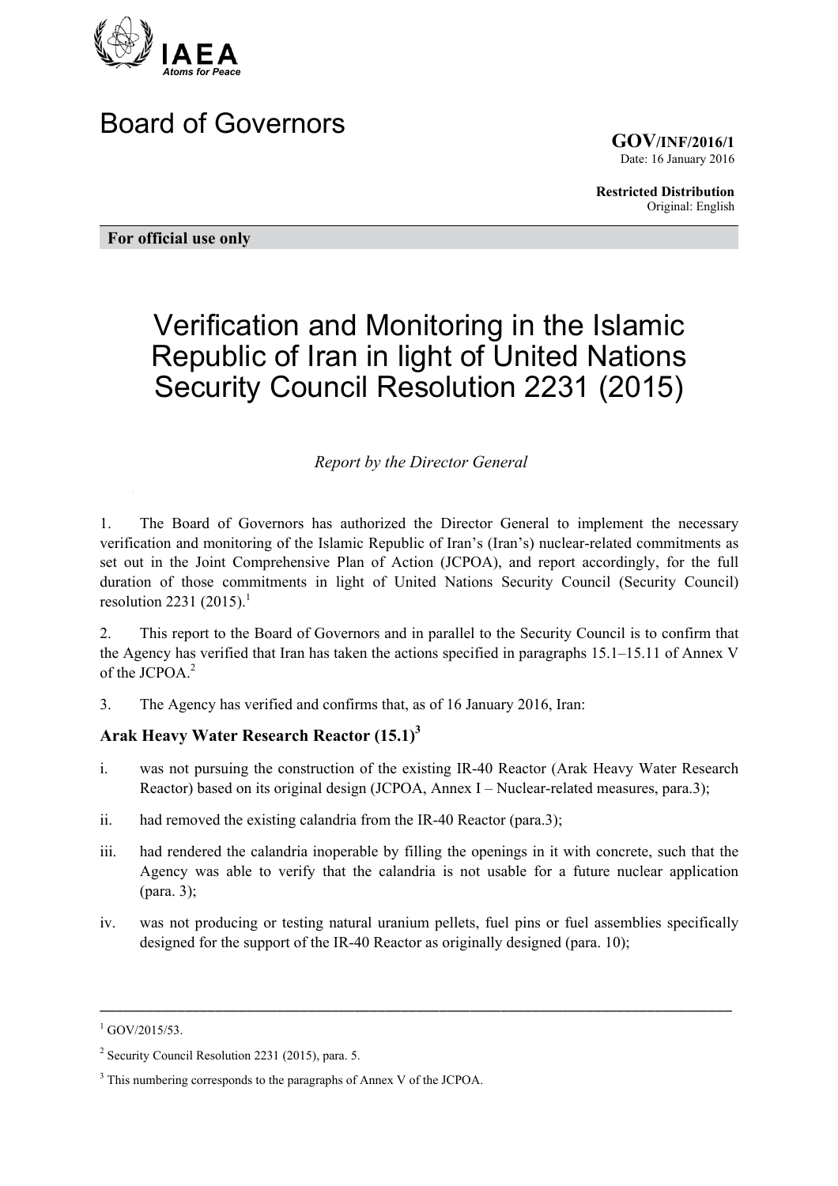IAEA

*Atoms for Peace*

# Board of Governors

**GOV/INF/2016/1**
Date: 16 January 2016

**Restricted Distribution**
Original: English

**For official use only**

# Verification and Monitoring in the Islamic Republic of Iran in light of United Nations Security Council Resolution 2231 (2015)

*Report by the Director General*

1. The Board of Governors has authorized the Director General to implement the necessary verification and monitoring of the Islamic Republic of Iran's (Iran's) nuclear-related commitments as set out in the Joint Comprehensive Plan of Action (JCPOA), and report accordingly, for the full duration of those commitments in light of United Nations Security Council (Security Council) resolution 2231 (2015).[1]

2. This report to the Board of Governors and in parallel to the Security Council is to confirm that the Agency has verified that Iran has taken the actions specified in paragraphs 15.1–15.11 of Annex V of the JCPOA.[2]

3. The Agency has verified and confirms that, as of 16 January 2016, Iran:

### Arak Heavy Water Research Reactor (15.1)[3]

i. was not pursuing the construction of the existing IR-40 Reactor (Arak Heavy Water Research Reactor) based on its original design (JCPOA, Annex I – Nuclear-related measures, para.3);

ii. had removed the existing calandria from the IR-40 Reactor (para.3);

iii. had rendered the calandria inoperable by filling the openings in it with concrete, such that the Agency was able to verify that the calandria is not usable for a future nuclear application (para. 3);

iv. was not producing or testing natural uranium pellets, fuel pins or fuel assemblies specifically designed for the support of the IR-40 Reactor as originally designed (para. 10);

---

[1] GOV/2015/53.

[2] Security Council Resolution 2231 (2015), para. 5.

[3] This numbering corresponds to the paragraphs of Annex V of the JCPOA.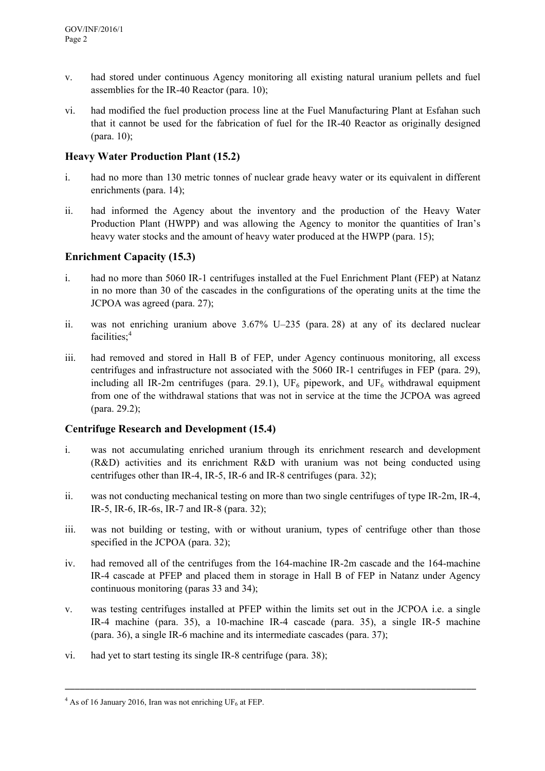v. had stored under continuous Agency monitoring all existing natural uranium pellets and fuel assemblies for the IR-40 Reactor (para. 10);

vi. had modified the fuel production process line at the Fuel Manufacturing Plant at Esfahan such that it cannot be used for the fabrication of fuel for the IR-40 Reactor as originally designed (para. 10);

### Heavy Water Production Plant (15.2)

i. had no more than 130 metric tonnes of nuclear grade heavy water or its equivalent in different enrichments (para. 14);

ii. had informed the Agency about the inventory and the production of the Heavy Water Production Plant (HWPP) and was allowing the Agency to monitor the quantities of Iran's heavy water stocks and the amount of heavy water produced at the HWPP (para. 15);

### Enrichment Capacity (15.3)

i. had no more than 5060 IR-1 centrifuges installed at the Fuel Enrichment Plant (FEP) at Natanz in no more than 30 of the cascades in the configurations of the operating units at the time the JCPOA was agreed (para. 27);

ii. was not enriching uranium above 3.67% U–235 (para. 28) at any of its declared nuclear facilities;[4]

iii. had removed and stored in Hall B of FEP, under Agency continuous monitoring, all excess centrifuges and infrastructure not associated with the 5060 IR-1 centrifuges in FEP (para. 29), including all IR-2m centrifuges (para. 29.1), $UF_6$ pipework, and $UF_6$ withdrawal equipment from one of the withdrawal stations that was not in service at the time the JCPOA was agreed (para. 29.2);

### Centrifuge Research and Development (15.4)

i. was not accumulating enriched uranium through its enrichment research and development (R&D) activities and its enrichment R&D with uranium was not being conducted using centrifuges other than IR-4, IR-5, IR-6 and IR-8 centrifuges (para. 32);

ii. was not conducting mechanical testing on more than two single centrifuges of type IR-2m, IR-4, IR-5, IR-6, IR-6s, IR-7 and IR-8 (para. 32);

iii. was not building or testing, with or without uranium, types of centrifuge other than those specified in the JCPOA (para. 32);

iv. had removed all of the centrifuges from the 164-machine IR-2m cascade and the 164-machine IR-4 cascade at PFEP and placed them in storage in Hall B of FEP in Natanz under Agency continuous monitoring (paras 33 and 34);

v. was testing centrifuges installed at PFEP within the limits set out in the JCPOA i.e. a single IR-4 machine (para. 35), a 10-machine IR-4 cascade (para. 35), a single IR-5 machine (para. 36), a single IR-6 machine and its intermediate cascades (para. 37);

vi. had yet to start testing its single IR-8 centrifuge (para. 38);

---

[4] As of 16 January 2016, Iran was not enriching $UF_6$ at FEP.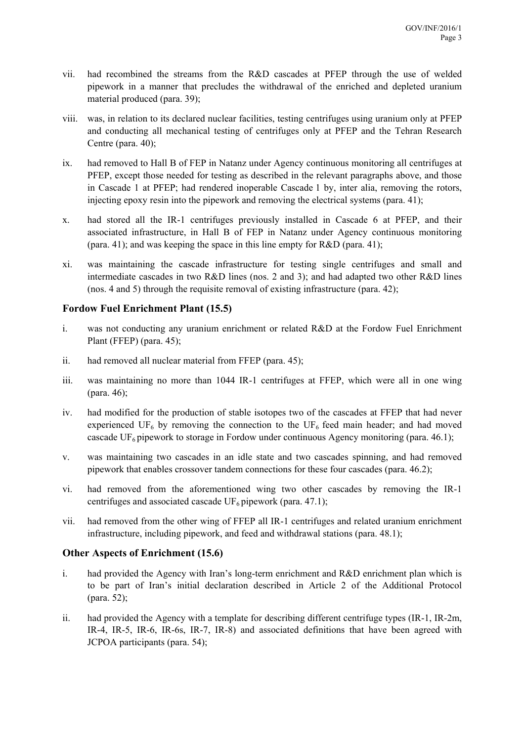vii. had recombined the streams from the R&D cascades at PFEP through the use of welded pipework in a manner that precludes the withdrawal of the enriched and depleted uranium material produced (para. 39);

viii. was, in relation to its declared nuclear facilities, testing centrifuges using uranium only at PFEP and conducting all mechanical testing of centrifuges only at PFEP and the Tehran Research Centre (para. 40);

ix. had removed to Hall B of FEP in Natanz under Agency continuous monitoring all centrifuges at PFEP, except those needed for testing as described in the relevant paragraphs above, and those in Cascade 1 at PFEP; had rendered inoperable Cascade 1 by, inter alia, removing the rotors, injecting epoxy resin into the pipework and removing the electrical systems (para. 41);

x. had stored all the IR-1 centrifuges previously installed in Cascade 6 at PFEP, and their associated infrastructure, in Hall B of FEP in Natanz under Agency continuous monitoring (para. 41); and was keeping the space in this line empty for R&D (para. 41);

xi. was maintaining the cascade infrastructure for testing single centrifuges and small and intermediate cascades in two R&D lines (nos. 2 and 3); and had adapted two other R&D lines (nos. 4 and 5) through the requisite removal of existing infrastructure (para. 42);

### Fordow Fuel Enrichment Plant (15.5)

i. was not conducting any uranium enrichment or related R&D at the Fordow Fuel Enrichment Plant (FFEP) (para. 45);

ii. had removed all nuclear material from FFEP (para. 45);

iii. was maintaining no more than 1044 IR-1 centrifuges at FFEP, which were all in one wing (para. 46);

iv. had modified for the production of stable isotopes two of the cascades at FFEP that had never experienced $UF_6$ by removing the connection to the $UF_6$ feed main header; and had moved cascade $UF_6$ pipework to storage in Fordow under continuous Agency monitoring (para. 46.1);

v. was maintaining two cascades in an idle state and two cascades spinning, and had removed pipework that enables crossover tandem connections for these four cascades (para. 46.2);

vi. had removed from the aforementioned wing two other cascades by removing the IR-1 centrifuges and associated cascade $UF_6$ pipework (para. 47.1);

vii. had removed from the other wing of FFEP all IR-1 centrifuges and related uranium enrichment infrastructure, including pipework, and feed and withdrawal stations (para. 48.1);

### Other Aspects of Enrichment (15.6)

i. had provided the Agency with Iran's long-term enrichment and R&D enrichment plan which is to be part of Iran's initial declaration described in Article 2 of the Additional Protocol (para. 52);

ii. had provided the Agency with a template for describing different centrifuge types (IR-1, IR-2m, IR-4, IR-5, IR-6, IR-6s, IR-7, IR-8) and associated definitions that have been agreed with JCPOA participants (para. 54);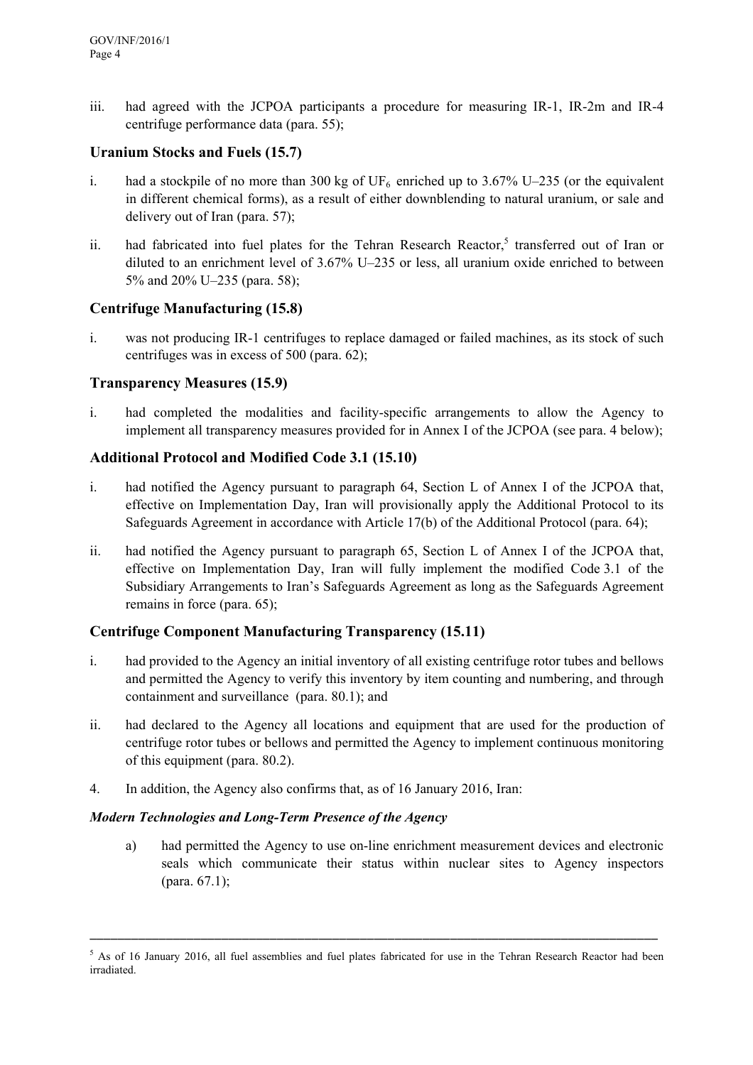iii. had agreed with the JCPOA participants a procedure for measuring IR-1, IR-2m and IR-4 centrifuge performance data (para. 55);

### Uranium Stocks and Fuels (15.7)

i. had a stockpile of no more than 300 kg of $UF_6$ enriched up to 3.67% U–235 (or the equivalent in different chemical forms), as a result of either downblending to natural uranium, or sale and delivery out of Iran (para. 57);

ii. had fabricated into fuel plates for the Tehran Research Reactor,[5] transferred out of Iran or diluted to an enrichment level of 3.67% U–235 or less, all uranium oxide enriched to between 5% and 20% U–235 (para. 58);

### Centrifuge Manufacturing (15.8)

i. was not producing IR-1 centrifuges to replace damaged or failed machines, as its stock of such centrifuges was in excess of 500 (para. 62);

### Transparency Measures (15.9)

i. had completed the modalities and facility-specific arrangements to allow the Agency to implement all transparency measures provided for in Annex I of the JCPOA (see para. 4 below);

### Additional Protocol and Modified Code 3.1 (15.10)

i. had notified the Agency pursuant to paragraph 64, Section L of Annex I of the JCPOA that, effective on Implementation Day, Iran will provisionally apply the Additional Protocol to its Safeguards Agreement in accordance with Article 17(b) of the Additional Protocol (para. 64);

ii. had notified the Agency pursuant to paragraph 65, Section L of Annex I of the JCPOA that, effective on Implementation Day, Iran will fully implement the modified Code 3.1 of the Subsidiary Arrangements to Iran's Safeguards Agreement as long as the Safeguards Agreement remains in force (para. 65);

### Centrifuge Component Manufacturing Transparency (15.11)

i. had provided to the Agency an initial inventory of all existing centrifuge rotor tubes and bellows and permitted the Agency to verify this inventory by item counting and numbering, and through containment and surveillance (para. 80.1); and

ii. had declared to the Agency all locations and equipment that are used for the production of centrifuge rotor tubes or bellows and permitted the Agency to implement continuous monitoring of this equipment (para. 80.2).

4. In addition, the Agency also confirms that, as of 16 January 2016, Iran:

***Modern Technologies and Long-Term Presence of the Agency***

a) had permitted the Agency to use on-line enrichment measurement devices and electronic seals which communicate their status within nuclear sites to Agency inspectors (para. 67.1);

---

[5] As of 16 January 2016, all fuel assemblies and fuel plates fabricated for use in the Tehran Research Reactor had been irradiated.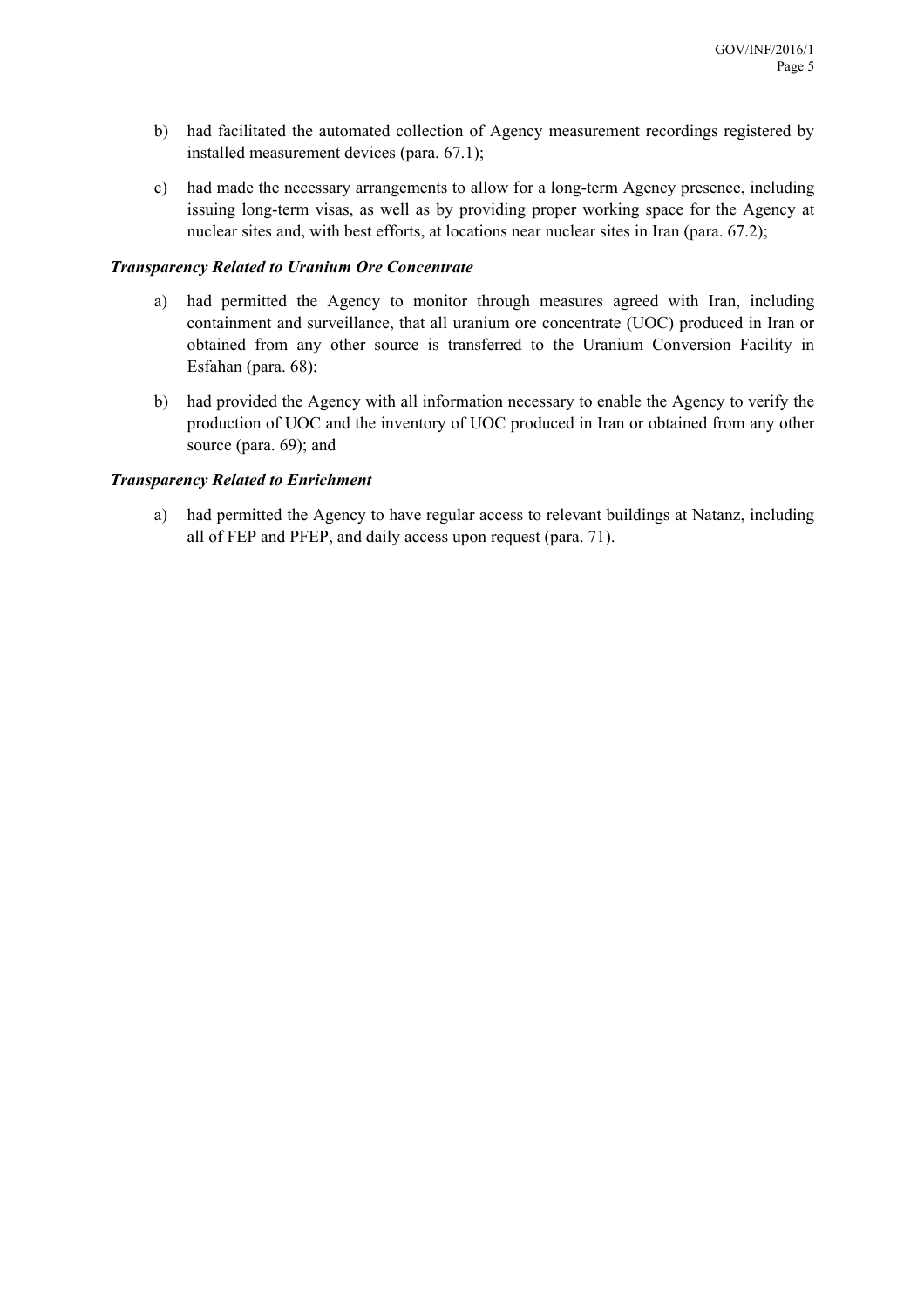b) had facilitated the automated collection of Agency measurement recordings registered by installed measurement devices (para. 67.1);

c) had made the necessary arrangements to allow for a long-term Agency presence, including issuing long-term visas, as well as by providing proper working space for the Agency at nuclear sites and, with best efforts, at locations near nuclear sites in Iran (para. 67.2);

***Transparency Related to Uranium Ore Concentrate***

a) had permitted the Agency to monitor through measures agreed with Iran, including containment and surveillance, that all uranium ore concentrate (UOC) produced in Iran or obtained from any other source is transferred to the Uranium Conversion Facility in Esfahan (para. 68);

b) had provided the Agency with all information necessary to enable the Agency to verify the production of UOC and the inventory of UOC produced in Iran or obtained from any other source (para. 69); and

***Transparency Related to Enrichment***

a) had permitted the Agency to have regular access to relevant buildings at Natanz, including all of FEP and PFEP, and daily access upon request (para. 71).